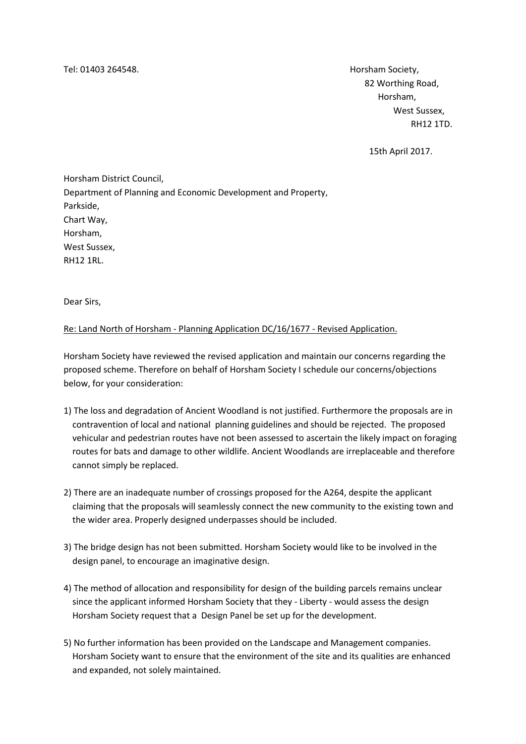Tel: 01403 264548.

Horsham Society,
82 Worthing Road,
Horsham,
West Sussex,
RH12 1TD.

15th April 2017.

Horsham District Council,
Department of Planning and Economic Development and Property,
Parkside,
Chart Way,
Horsham,
West Sussex,
RH12 1RL.

Dear Sirs,

<u>Re: Land North of Horsham - Planning Application DC/16/1677 - Revised Application.</u>

Horsham Society have reviewed the revised application and maintain our concerns regarding the proposed scheme. Therefore on behalf of Horsham Society I schedule our concerns/objections below, for your consideration:

1) The loss and degradation of Ancient Woodland is not justified. Furthermore the proposals are in contravention of local and national planning guidelines and should be rejected. The proposed vehicular and pedestrian routes have not been assessed to ascertain the likely impact on foraging routes for bats and damage to other wildlife. Ancient Woodlands are irreplaceable and therefore cannot simply be replaced.

2) There are an inadequate number of crossings proposed for the A264, despite the applicant claiming that the proposals will seamlessly connect the new community to the existing town and the wider area. Properly designed underpasses should be included.

3) The bridge design has not been submitted. Horsham Society would like to be involved in the design panel, to encourage an imaginative design.

4) The method of allocation and responsibility for design of the building parcels remains unclear since the applicant informed Horsham Society that they - Liberty - would assess the design Horsham Society request that a Design Panel be set up for the development.

5) No further information has been provided on the Landscape and Management companies. Horsham Society want to ensure that the environment of the site and its qualities are enhanced and expanded, not solely maintained.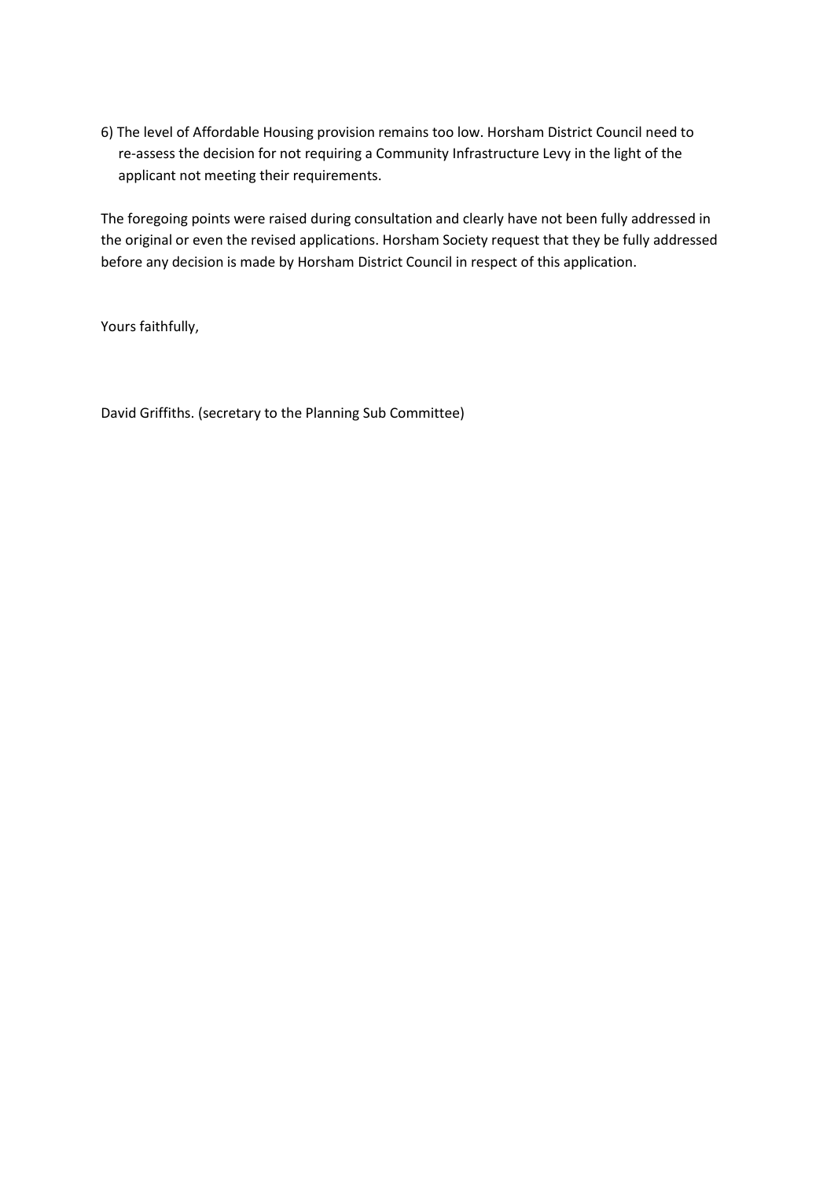6) The level of Affordable Housing provision remains too low. Horsham District Council need to re-assess the decision for not requiring a Community Infrastructure Levy in the light of the applicant not meeting their requirements.

The foregoing points were raised during consultation and clearly have not been fully addressed in the original or even the revised applications. Horsham Society request that they be fully addressed before any decision is made by Horsham District Council in respect of this application.

Yours faithfully,

David Griffiths. (secretary to the Planning Sub Committee)